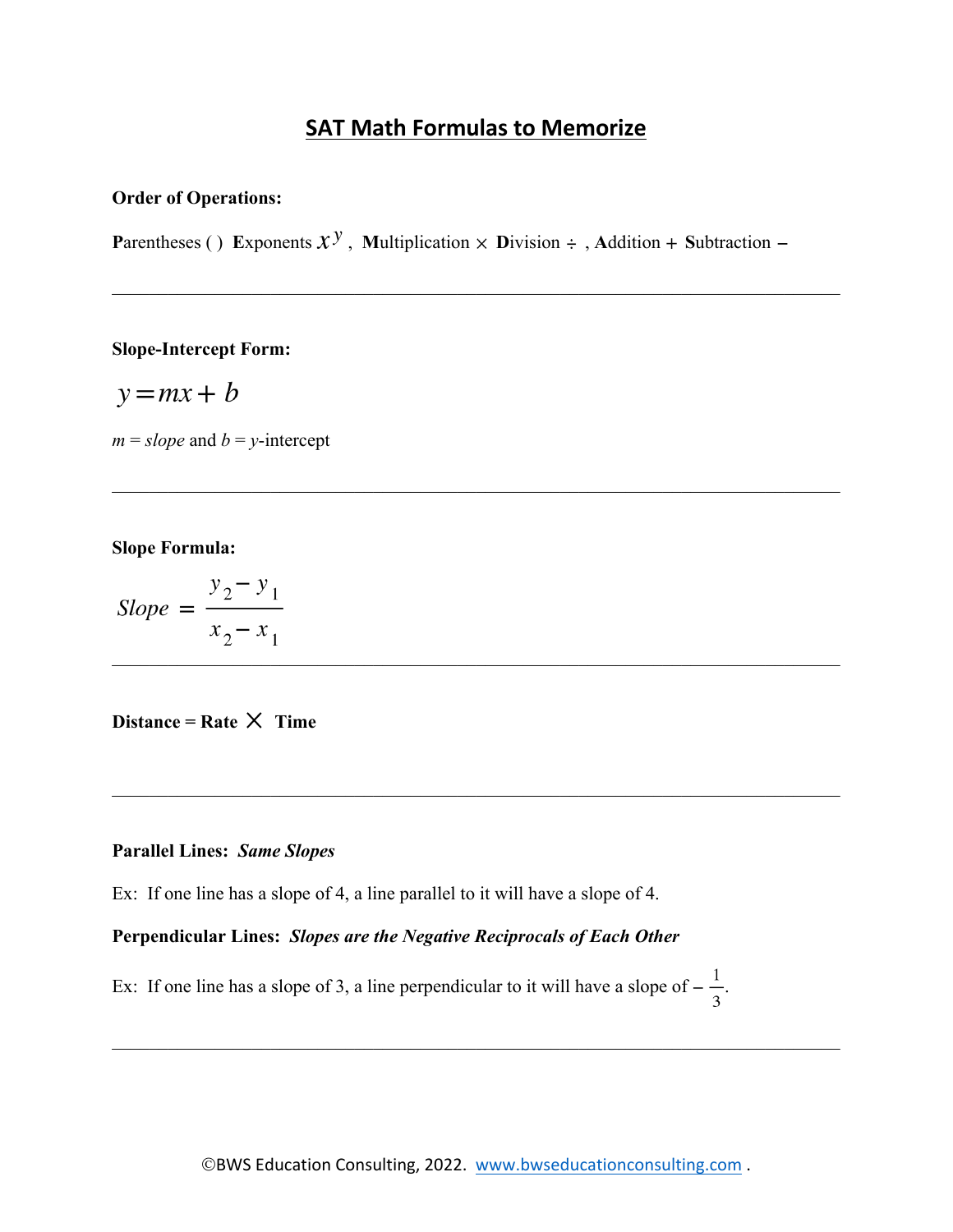# SAT Math Formulas to Memorize

**Order of Operations:**

**P**arentheses ( ) **E**xponents $x^y$ , **M**ultiplication $\times$ **D**ivision $\div$ , **A**ddition + **S**ubtraction –

---

**Slope-Intercept Form:**

$$y = mx + b$$

$m$ = *slope* and $b$ = $y$-intercept

---

**Slope Formula:**

$$Slope = \frac{y_2 - y_1}{x_2 - x_1}$$

---

**Distance = Rate $\times$ Time**

---

**Parallel Lines:** ***Same Slopes***

Ex: If one line has a slope of 4, a line parallel to it will have a slope of 4.

**Perpendicular Lines:** ***Slopes are the Negative Reciprocals of Each Other***

Ex: If one line has a slope of 3, a line perpendicular to it will have a slope of $-\frac{1}{3}$.

---

©BWS Education Consulting, 2022. www.bwseducationconsulting.com .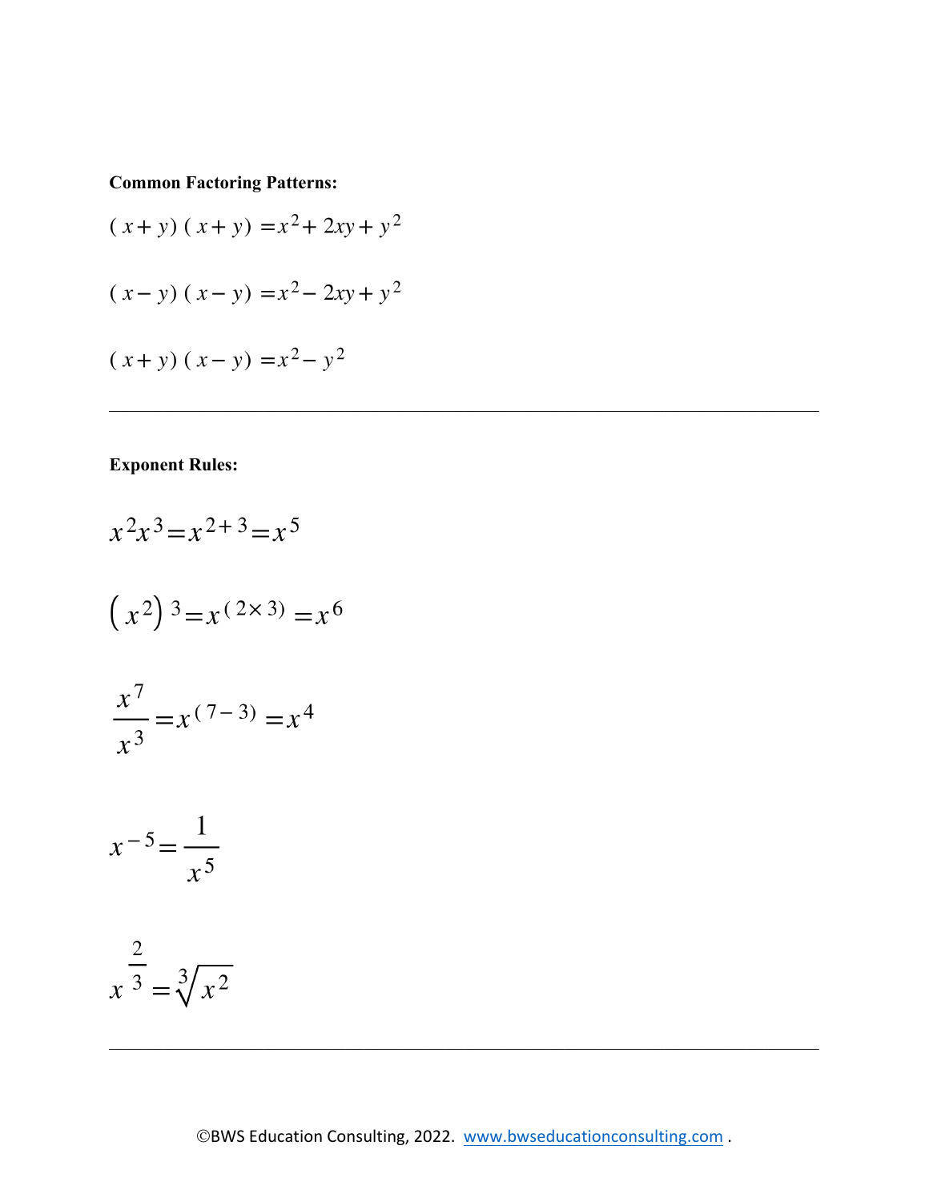**Common Factoring Patterns:**

$$(x+y)(x+y) = x^2 + 2xy + y^2$$

$$(x-y)(x-y) = x^2 - 2xy + y^2$$

$$(x+y)(x-y) = x^2 - y^2$$

---

**Exponent Rules:**

$$x^2 x^3 = x^{2+3} = x^5$$

$$\left(x^2\right)^3 = x^{(2 \times 3)} = x^6$$

$$\frac{x^7}{x^3} = x^{(7-3)} = x^4$$

$$x^{-5} = \frac{1}{x^5}$$

$$x^{\frac{2}{3}} = \sqrt[3]{x^2}$$

---

©BWS Education Consulting, 2022. www.bwseducationconsulting.com .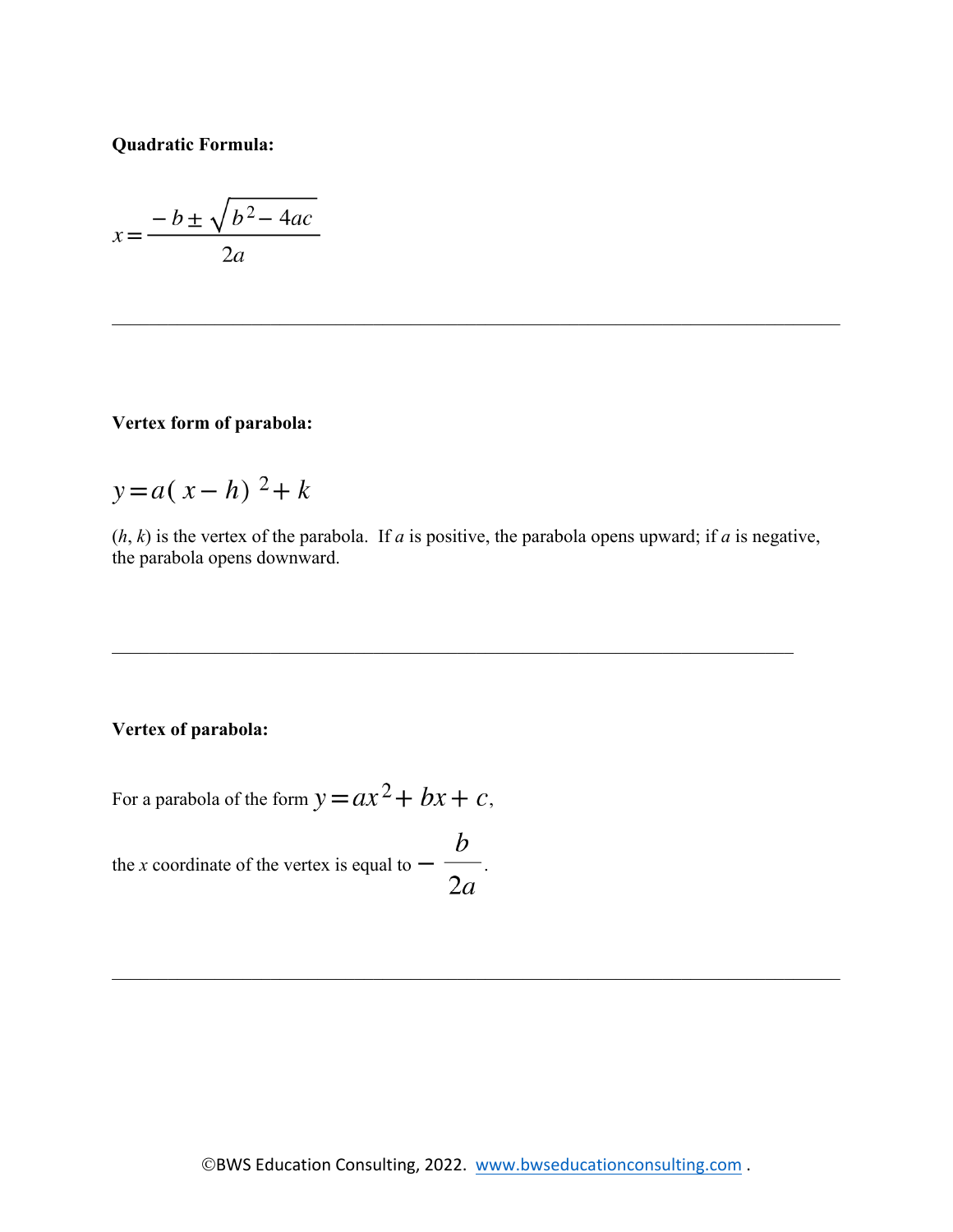**Quadratic Formula:**

$$x = \frac{-b \pm \sqrt{b^2 - 4ac}}{2a}$$

---

**Vertex form of parabola:**

$$y = a(x - h)^2 + k$$

($h$, $k$) is the vertex of the parabola. If $a$ is positive, the parabola opens upward; if $a$ is negative, the parabola opens downward.

---

**Vertex of parabola:**

For a parabola of the form $y = ax^2 + bx + c$,

the $x$ coordinate of the vertex is equal to $-\frac{b}{2a}$.

---

©BWS Education Consulting, 2022. www.bwseducationconsulting.com .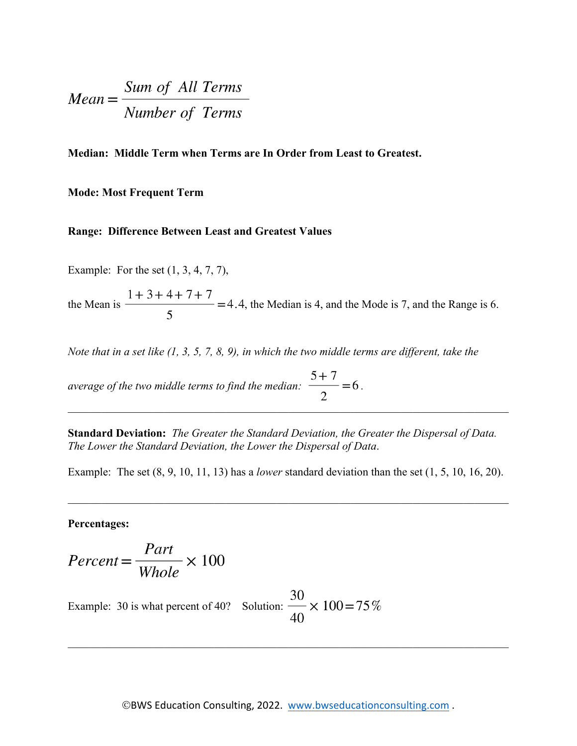$$Mean = \frac{Sum\ of\ \ All\ Terms}{Number\ of\ \ Terms}$$

**Median: Middle Term when Terms are In Order from Least to Greatest.**

**Mode: Most Frequent Term**

**Range: Difference Between Least and Greatest Values**

Example: For the set (1, 3, 4, 7, 7),

the Mean is $\frac{1+3+4+7+7}{5} = 4.4$, the Median is 4, and the Mode is 7, and the Range is 6.

*Note that in a set like (1, 3, 5, 7, 8, 9), in which the two middle terms are different, take the average of the two middle terms to find the median:* $\frac{5+7}{2} = 6$.

---

**Standard Deviation:** *The Greater the Standard Deviation, the Greater the Dispersal of Data. The Lower the Standard Deviation, the Lower the Dispersal of Data.*

Example: The set (8, 9, 10, 11, 13) has a *lower* standard deviation than the set (1, 5, 10, 16, 20).

---

**Percentages:**

$$Percent = \frac{Part}{Whole} \times 100$$

Example: 30 is what percent of 40? Solution: $\frac{30}{40} \times 100 = 75\%$

---

©BWS Education Consulting, 2022. www.bwseducationconsulting.com .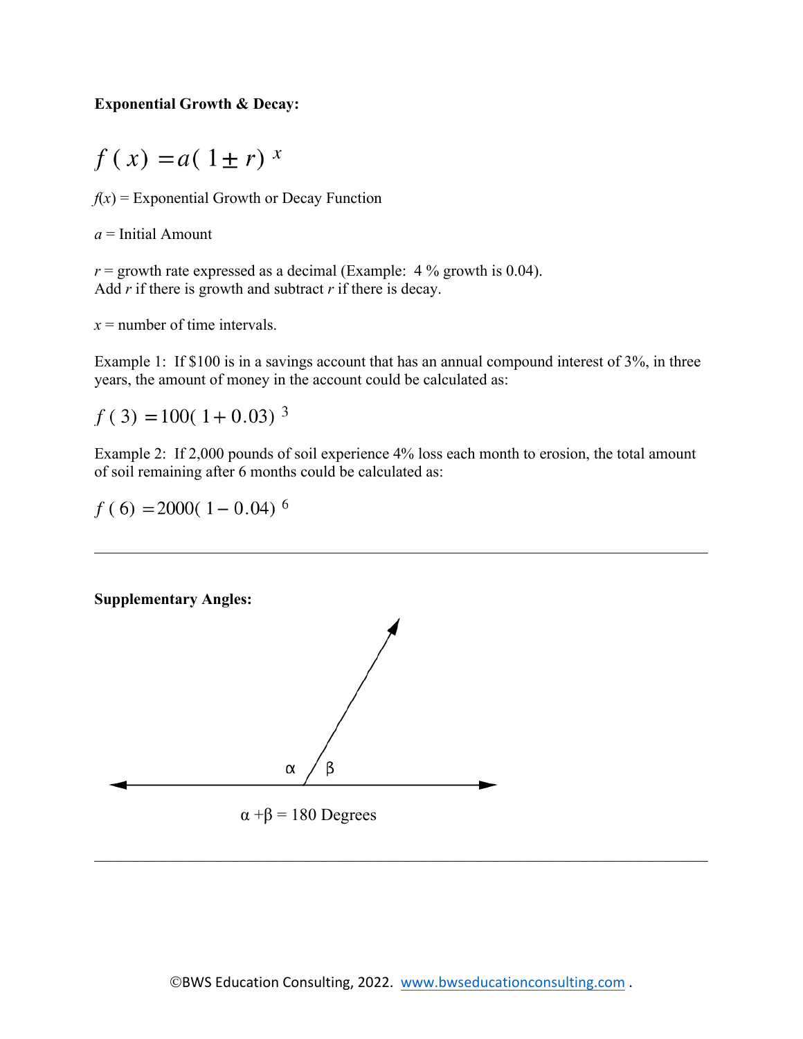**Exponential Growth & Decay:**

$$f(x) = a(1 \pm r)^x$$

$f(x)$ = Exponential Growth or Decay Function

$a$ = Initial Amount

$r$ = growth rate expressed as a decimal (Example: 4 % growth is 0.04).
Add $r$ if there is growth and subtract $r$ if there is decay.

$x$ = number of time intervals.

Example 1: If $100 is in a savings account that has an annual compound interest of 3%, in three years, the amount of money in the account could be calculated as:

$$f(3) = 100(1 + 0.03)^3$$

Example 2: If 2,000 pounds of soil experience 4% loss each month to erosion, the total amount of soil remaining after 6 months could be calculated as:

$$f(6) = 2000(1 - 0.04)^6$$

---

**Supplementary Angles:**

$\alpha$ $\beta$

$\alpha + \beta = 180$ Degrees

---

©BWS Education Consulting, 2022. www.bwseducationconsulting.com .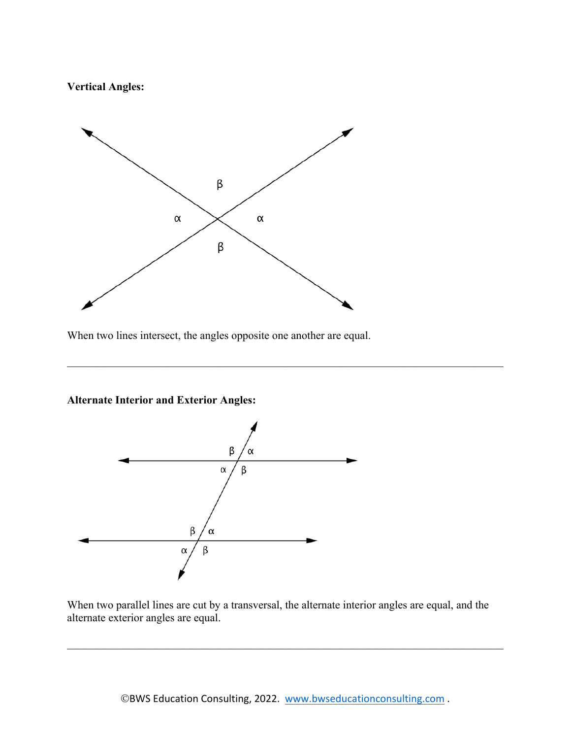**Vertical Angles:**

When two lines intersect, the angles opposite one another are equal.

---

**Alternate Interior and Exterior Angles:**

When two parallel lines are cut by a transversal, the alternate interior angles are equal, and the alternate exterior angles are equal.

---

©BWS Education Consulting, 2022. www.bwseducationconsulting.com .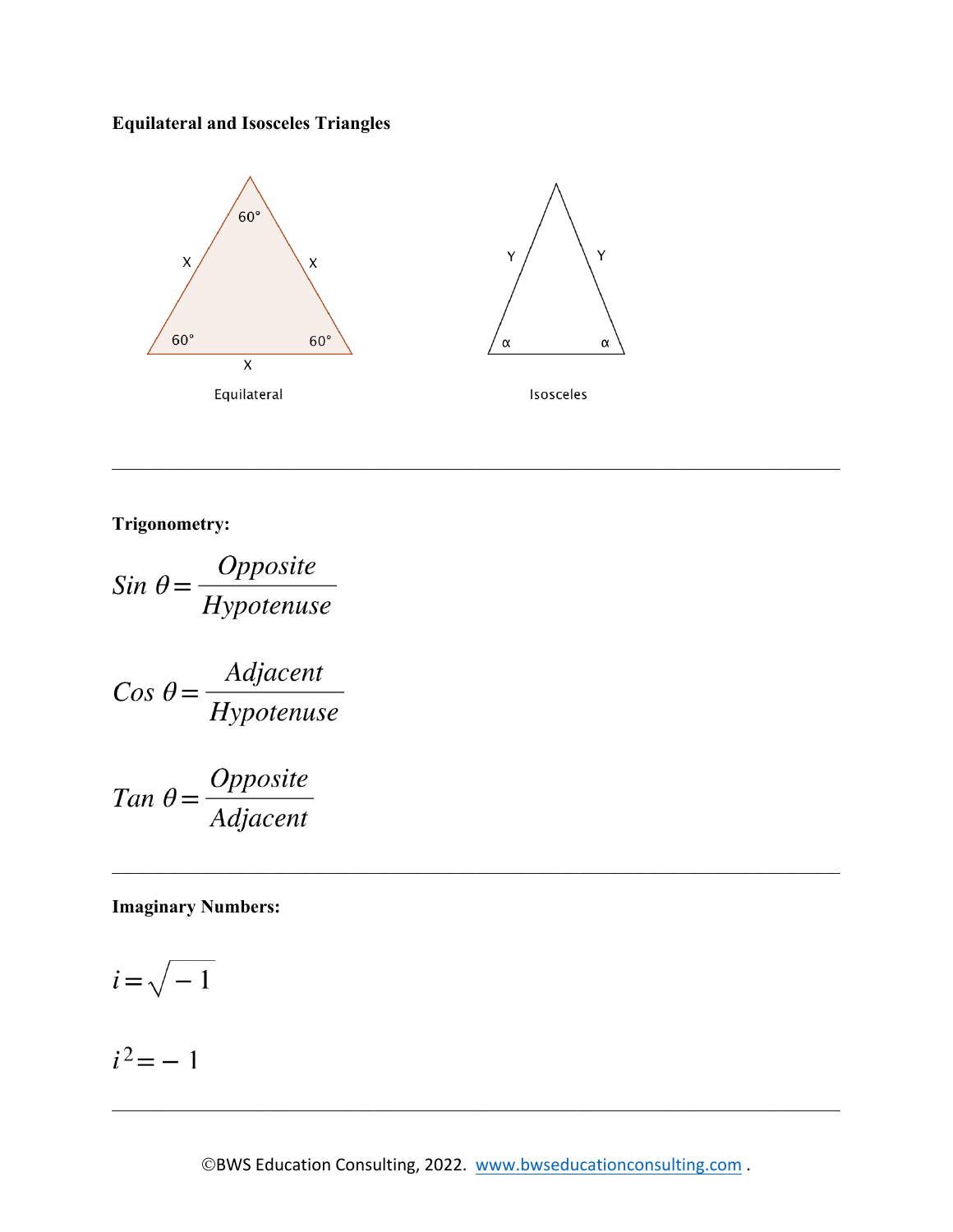**Equilateral and Isosceles Triangles**

Equilateral

Isosceles

---

**Trigonometry:**

$$Sin\ \theta = \frac{Opposite}{Hypotenuse}$$

$$Cos\ \theta = \frac{Adjacent}{Hypotenuse}$$

$$Tan\ \theta = \frac{Opposite}{Adjacent}$$

---

**Imaginary Numbers:**

$$i = \sqrt{-1}$$

$$i^2 = -1$$

---

©BWS Education Consulting, 2022. [www.bwseducationconsulting.com](http://www.bwseducationconsulting.com) .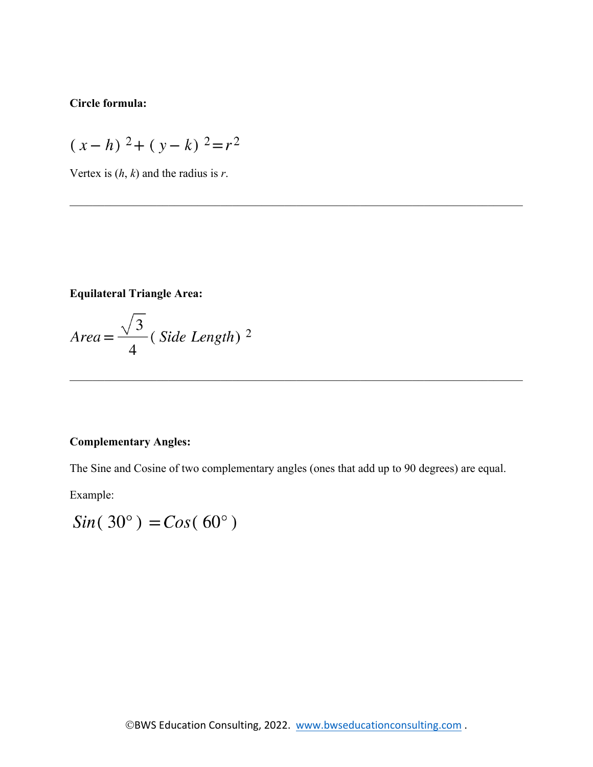**Circle formula:**

$$(x-h)^2+(y-k)^2=r^2$$

Vertex is ($h$, $k$) and the radius is $r$.

---

**Equilateral Triangle Area:**

$$Area=\frac{\sqrt{3}}{4}(Side\ Length)^2$$

---

**Complementary Angles:**

The Sine and Cosine of two complementary angles (ones that add up to 90 degrees) are equal.

Example:

$$Sin(30^\circ)=Cos(60^\circ)$$

©BWS Education Consulting, 2022. www.bwseducationconsulting.com .